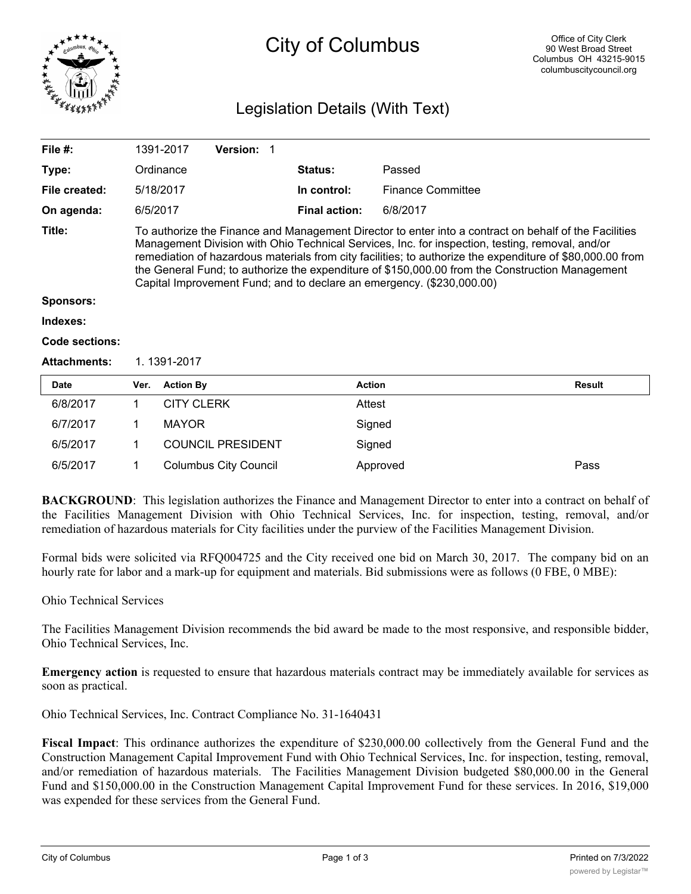# City of Columbus

Office of City Clerk
90 West Broad Street
Columbus OH 43215-9015
columbuscitycouncil.org

## Legislation Details (With Text)

| | | | |
|---|---|---|---|
| **File #:** | 1391-2017 **Version:** 1 | | |
| **Type:** | Ordinance | **Status:** | Passed |
| **File created:** | 5/18/2017 | **In control:** | Finance Committee |
| **On agenda:** | 6/5/2017 | **Final action:** | 6/8/2017 |

**Title:** To authorize the Finance and Management Director to enter into a contract on behalf of the Facilities Management Division with Ohio Technical Services, Inc. for inspection, testing, removal, and/or remediation of hazardous materials from city facilities; to authorize the expenditure of $80,000.00 from the General Fund; to authorize the expenditure of $150,000.00 from the Construction Management Capital Improvement Fund; and to declare an emergency. ($230,000.00)

**Sponsors:**

**Indexes:**

**Code sections:**

**Attachments:** 1. 1391-2017

| Date | Ver. | Action By | Action | Result |
|---|---|---|---|---|
| 6/8/2017 | 1 | CITY CLERK | Attest | |
| 6/7/2017 | 1 | MAYOR | Signed | |
| 6/5/2017 | 1 | COUNCIL PRESIDENT | Signed | |
| 6/5/2017 | 1 | Columbus City Council | Approved | Pass |

**BACKGROUND**: This legislation authorizes the Finance and Management Director to enter into a contract on behalf of the Facilities Management Division with Ohio Technical Services, Inc. for inspection, testing, removal, and/or remediation of hazardous materials for City facilities under the purview of the Facilities Management Division.

Formal bids were solicited via RFQ004725 and the City received one bid on March 30, 2017. The company bid on an hourly rate for labor and a mark-up for equipment and materials. Bid submissions were as follows (0 FBE, 0 MBE):

Ohio Technical Services

The Facilities Management Division recommends the bid award be made to the most responsive, and responsible bidder, Ohio Technical Services, Inc.

**Emergency action** is requested to ensure that hazardous materials contract may be immediately available for services as soon as practical.

Ohio Technical Services, Inc. Contract Compliance No. 31-1640431

**Fiscal Impact**: This ordinance authorizes the expenditure of $230,000.00 collectively from the General Fund and the Construction Management Capital Improvement Fund with Ohio Technical Services, Inc. for inspection, testing, removal, and/or remediation of hazardous materials. The Facilities Management Division budgeted $80,000.00 in the General Fund and $150,000.00 in the Construction Management Capital Improvement Fund for these services. In 2016, $19,000 was expended for these services from the General Fund.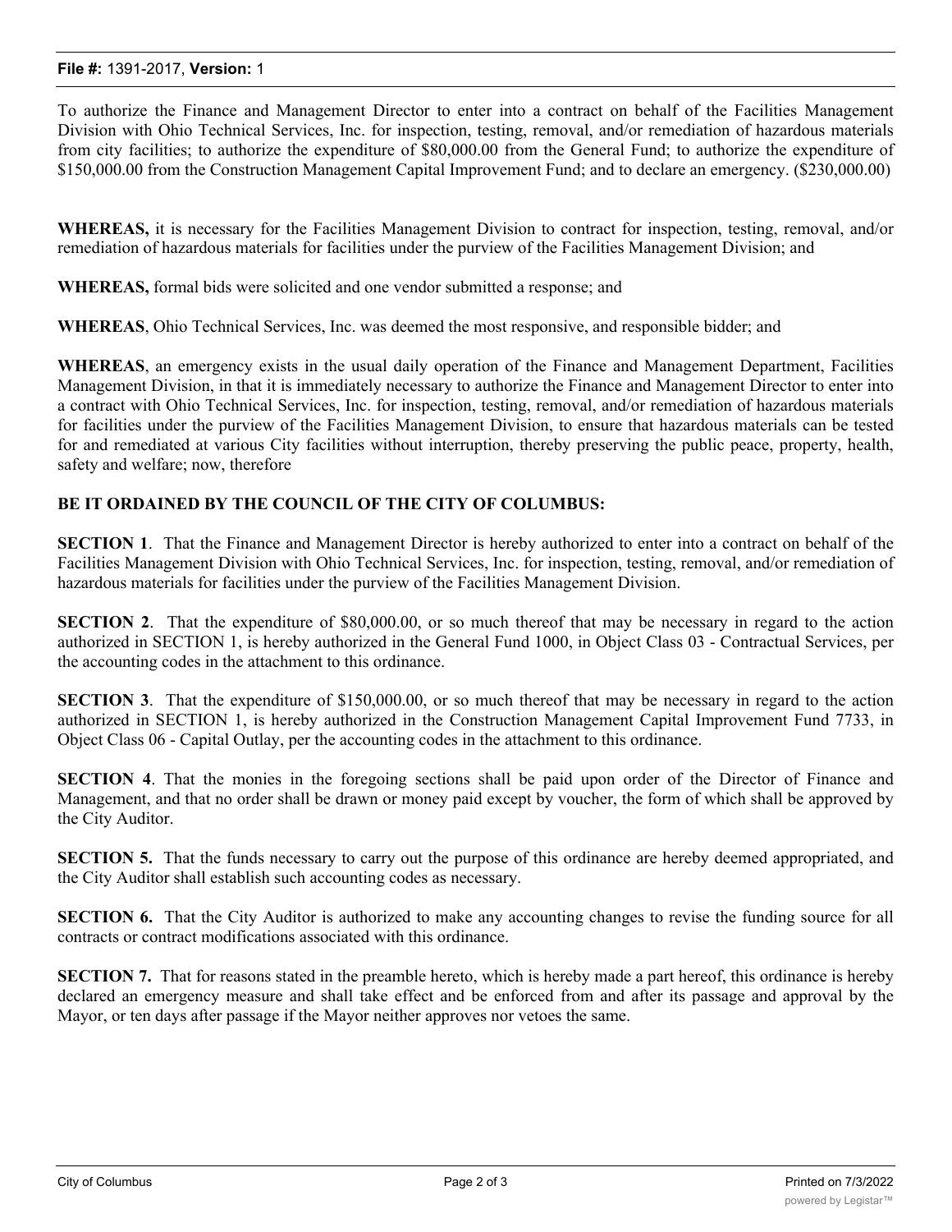To authorize the Finance and Management Director to enter into a contract on behalf of the Facilities Management Division with Ohio Technical Services, Inc. for inspection, testing, removal, and/or remediation of hazardous materials from city facilities; to authorize the expenditure of $80,000.00 from the General Fund; to authorize the expenditure of $150,000.00 from the Construction Management Capital Improvement Fund; and to declare an emergency. ($230,000.00)

**WHEREAS,** it is necessary for the Facilities Management Division to contract for inspection, testing, removal, and/or remediation of hazardous materials for facilities under the purview of the Facilities Management Division; and

**WHEREAS,** formal bids were solicited and one vendor submitted a response; and

**WHEREAS**, Ohio Technical Services, Inc. was deemed the most responsive, and responsible bidder; and

**WHEREAS**, an emergency exists in the usual daily operation of the Finance and Management Department, Facilities Management Division, in that it is immediately necessary to authorize the Finance and Management Director to enter into a contract with Ohio Technical Services, Inc. for inspection, testing, removal, and/or remediation of hazardous materials for facilities under the purview of the Facilities Management Division, to ensure that hazardous materials can be tested for and remediated at various City facilities without interruption, thereby preserving the public peace, property, health, safety and welfare; now, therefore

**BE IT ORDAINED BY THE COUNCIL OF THE CITY OF COLUMBUS:**

**SECTION 1**. That the Finance and Management Director is hereby authorized to enter into a contract on behalf of the Facilities Management Division with Ohio Technical Services, Inc. for inspection, testing, removal, and/or remediation of hazardous materials for facilities under the purview of the Facilities Management Division.

**SECTION 2**. That the expenditure of $80,000.00, or so much thereof that may be necessary in regard to the action authorized in SECTION 1, is hereby authorized in the General Fund 1000, in Object Class 03 - Contractual Services, per the accounting codes in the attachment to this ordinance.

**SECTION 3**. That the expenditure of $150,000.00, or so much thereof that may be necessary in regard to the action authorized in SECTION 1, is hereby authorized in the Construction Management Capital Improvement Fund 7733, in Object Class 06 - Capital Outlay, per the accounting codes in the attachment to this ordinance.

**SECTION 4**. That the monies in the foregoing sections shall be paid upon order of the Director of Finance and Management, and that no order shall be drawn or money paid except by voucher, the form of which shall be approved by the City Auditor.

**SECTION 5.** That the funds necessary to carry out the purpose of this ordinance are hereby deemed appropriated, and the City Auditor shall establish such accounting codes as necessary.

**SECTION 6.** That the City Auditor is authorized to make any accounting changes to revise the funding source for all contracts or contract modifications associated with this ordinance.

**SECTION 7.** That for reasons stated in the preamble hereto, which is hereby made a part hereof, this ordinance is hereby declared an emergency measure and shall take effect and be enforced from and after its passage and approval by the Mayor, or ten days after passage if the Mayor neither approves nor vetoes the same.